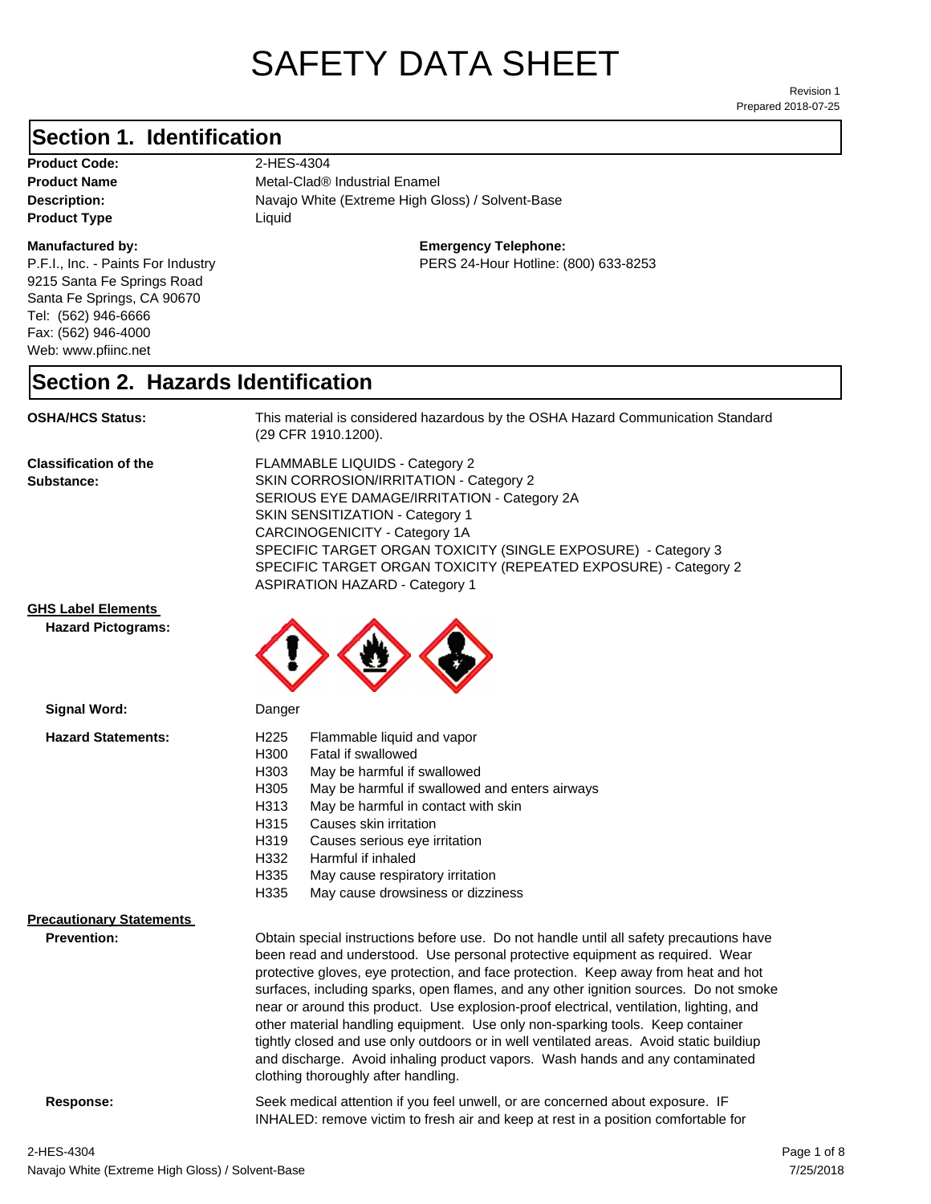# SAFETY DATA SHEET

Revision 1
Prepared 2018-07-25

## Section 1. Identification

**Product Code:** 2-HES-4304
**Product Name** Metal-Clad® Industrial Enamel
**Description:** Navajo White (Extreme High Gloss) / Solvent-Base
**Product Type** Liquid

**Manufactured by:**
P.F.I., Inc. - Paints For Industry
9215 Santa Fe Springs Road
Santa Fe Springs, CA 90670
Tel: (562) 946-6666
Fax: (562) 946-4000
Web: www.pfiinc.net

**Emergency Telephone:**
PERS 24-Hour Hotline: (800) 633-8253

## Section 2. Hazards Identification

**OSHA/HCS Status:** This material is considered hazardous by the OSHA Hazard Communication Standard (29 CFR 1910.1200).

**Classification of the Substance:**
FLAMMABLE LIQUIDS - Category 2
SKIN CORROSION/IRRITATION - Category 2
SERIOUS EYE DAMAGE/IRRITATION - Category 2A
SKIN SENSITIZATION - Category 1
CARCINOGENICITY - Category 1A
SPECIFIC TARGET ORGAN TOXICITY (SINGLE EXPOSURE) - Category 3
SPECIFIC TARGET ORGAN TOXICITY (REPEATED EXPOSURE) - Category 2
ASPIRATION HAZARD - Category 1

**GHS Label Elements**

**Hazard Pictograms:**

**Signal Word:** Danger

**Hazard Statements:**

- H225 Flammable liquid and vapor
- H300 Fatal if swallowed
- H303 May be harmful if swallowed
- H305 May be harmful if swallowed and enters airways
- H313 May be harmful in contact with skin
- H315 Causes skin irritation
- H319 Causes serious eye irritation
- H332 Harmful if inhaled
- H335 May cause respiratory irritation
- H335 May cause drowsiness or dizziness

**Precautionary Statements**

**Prevention:** Obtain special instructions before use. Do not handle until all safety precautions have been read and understood. Use personal protective equipment as required. Wear protective gloves, eye protection, and face protection. Keep away from heat and hot surfaces, including sparks, open flames, and any other ignition sources. Do not smoke near or around this product. Use explosion-proof electrical, ventilation, lighting, and other material handling equipment. Use only non-sparking tools. Keep container tightly closed and use only outdoors or in well ventilated areas. Avoid static buildiup and discharge. Avoid inhaling product vapors. Wash hands and any contaminated clothing thoroughly after handling.

**Response:** Seek medical attention if you feel unwell, or are concerned about exposure. IF INHALED: remove victim to fresh air and keep at rest in a position comfortable for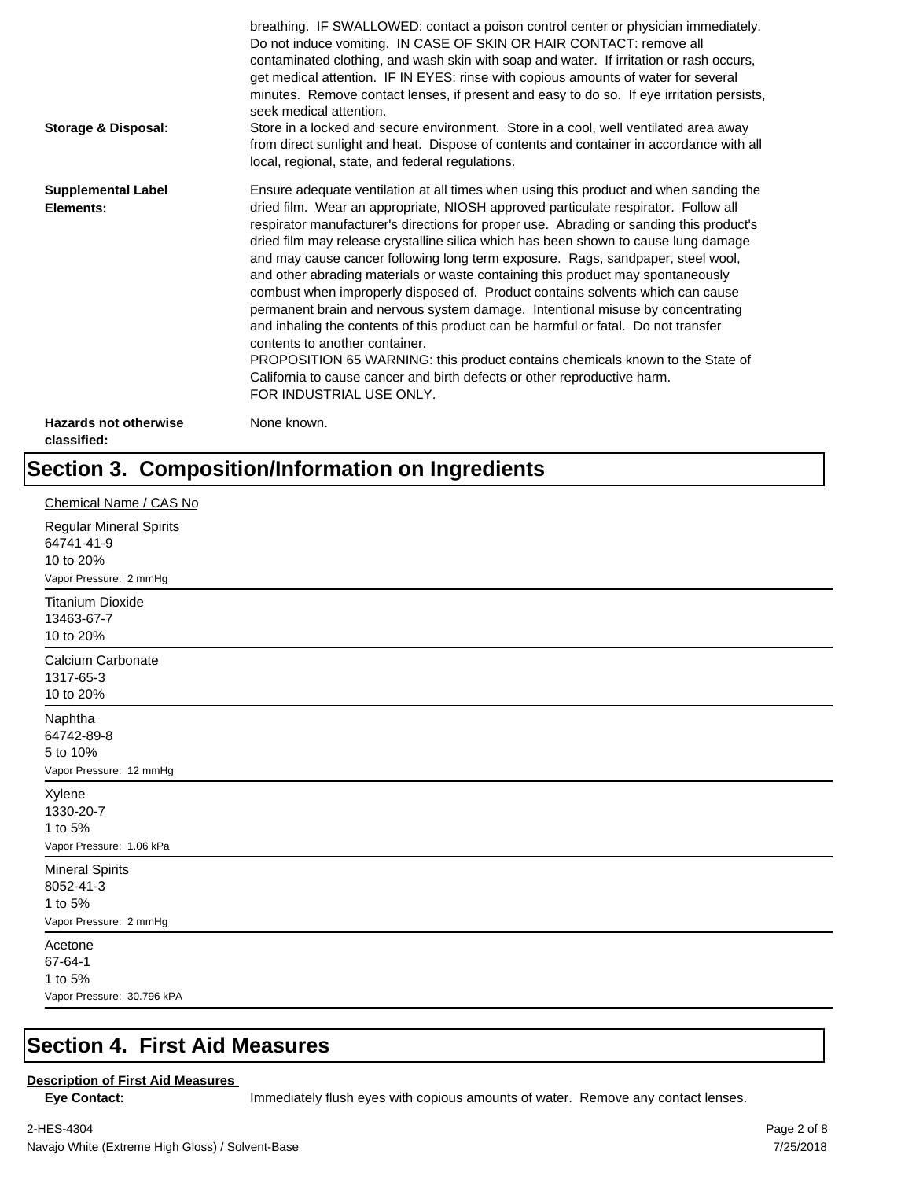breathing. IF SWALLOWED: contact a poison control center or physician immediately. Do not induce vomiting. IN CASE OF SKIN OR HAIR CONTACT: remove all contaminated clothing, and wash skin with soap and water. If irritation or rash occurs, get medical attention. IF IN EYES: rinse with copious amounts of water for several minutes. Remove contact lenses, if present and easy to do so. If eye irritation persists, seek medical attention.

**Storage & Disposal:** Store in a locked and secure environment. Store in a cool, well ventilated area away from direct sunlight and heat. Dispose of contents and container in accordance with all local, regional, state, and federal regulations.

**Supplemental Label Elements:** Ensure adequate ventilation at all times when using this product and when sanding the dried film. Wear an appropriate, NIOSH approved particulate respirator. Follow all respirator manufacturer's directions for proper use. Abrading or sanding this product's dried film may release crystalline silica which has been shown to cause lung damage and may cause cancer following long term exposure. Rags, sandpaper, steel wool, and other abrading materials or waste containing this product may spontaneously combust when improperly disposed of. Product contains solvents which can cause permanent brain and nervous system damage. Intentional misuse by concentrating and inhaling the contents of this product can be harmful or fatal. Do not transfer contents to another container.
PROPOSITION 65 WARNING: this product contains chemicals known to the State of California to cause cancer and birth defects or other reproductive harm.
FOR INDUSTRIAL USE ONLY.

**Hazards not otherwise classified:** None known.

# Section 3. Composition/Information on Ingredients

Chemical Name / CAS No

Regular Mineral Spirits
64741-41-9
10 to 20%
Vapor Pressure: 2 mmHg

---

Titanium Dioxide
13463-67-7
10 to 20%

---

Calcium Carbonate
1317-65-3
10 to 20%

---

Naphtha
64742-89-8
5 to 10%
Vapor Pressure: 12 mmHg

---

Xylene
1330-20-7
1 to 5%
Vapor Pressure: 1.06 kPa

---

Mineral Spirits
8052-41-3
1 to 5%
Vapor Pressure: 2 mmHg

---

Acetone
67-64-1
1 to 5%
Vapor Pressure: 30.796 kPA

# Section 4. First Aid Measures

**Description of First Aid Measures**

**Eye Contact:** Immediately flush eyes with copious amounts of water. Remove any contact lenses.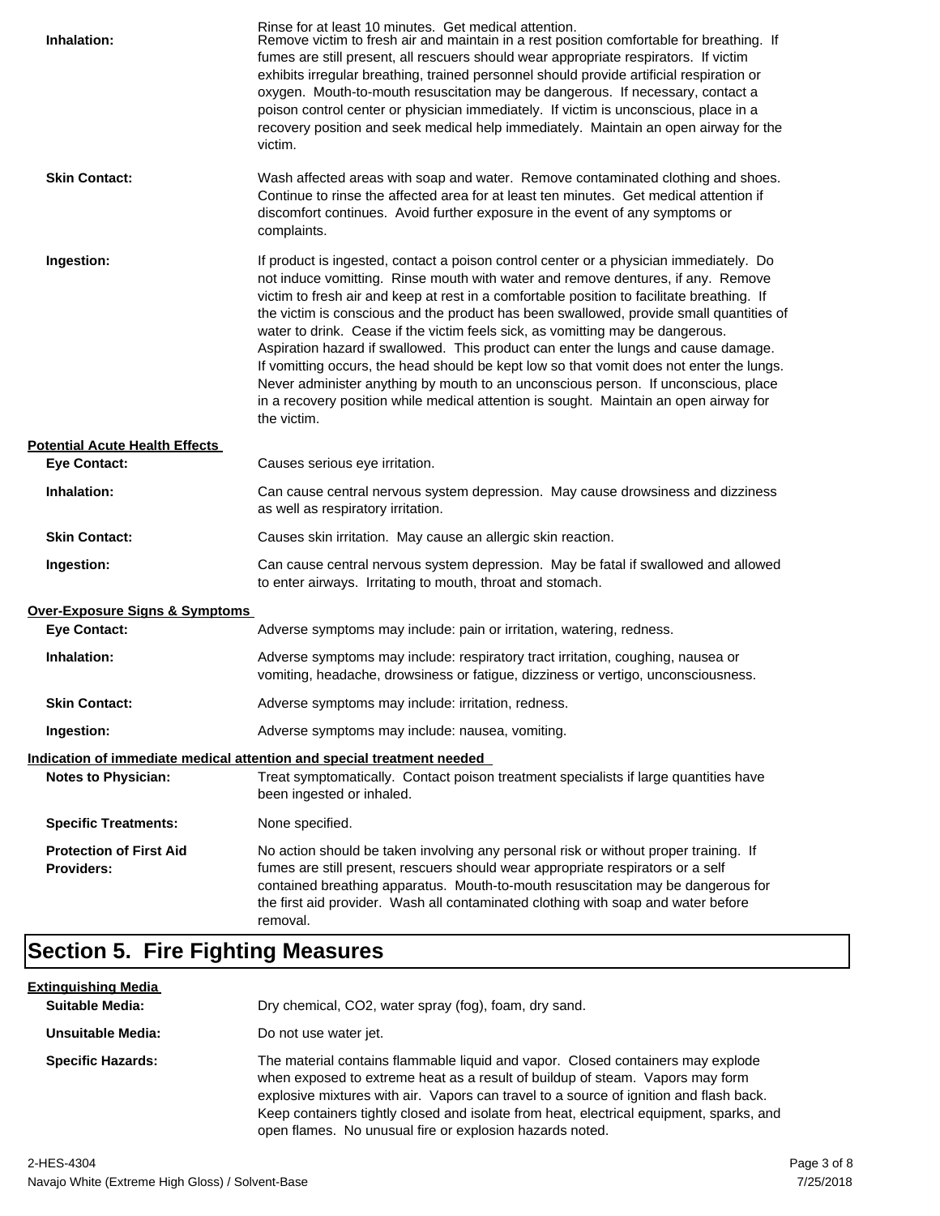Rinse for at least 10 minutes. Get medical attention.

**Inhalation:** Remove victim to fresh air and maintain in a rest position comfortable for breathing. If fumes are still present, all rescuers should wear appropriate respirators. If victim exhibits irregular breathing, trained personnel should provide artificial respiration or oxygen. Mouth-to-mouth resuscitation may be dangerous. If necessary, contact a poison control center or physician immediately. If victim is unconscious, place in a recovery position and seek medical help immediately. Maintain an open airway for the victim.

**Skin Contact:** Wash affected areas with soap and water. Remove contaminated clothing and shoes. Continue to rinse the affected area for at least ten minutes. Get medical attention if discomfort continues. Avoid further exposure in the event of any symptoms or complaints.

**Ingestion:** If product is ingested, contact a poison control center or a physician immediately. Do not induce vomitting. Rinse mouth with water and remove dentures, if any. Remove victim to fresh air and keep at rest in a comfortable position to facilitate breathing. If the victim is conscious and the product has been swallowed, provide small quantities of water to drink. Cease if the victim feels sick, as vomitting may be dangerous. Aspiration hazard if swallowed. This product can enter the lungs and cause damage. If vomitting occurs, the head should be kept low so that vomit does not enter the lungs. Never administer anything by mouth to an unconscious person. If unconscious, place in a recovery position while medical attention is sought. Maintain an open airway for the victim.

**Potential Acute Health Effects**

**Eye Contact:** Causes serious eye irritation.

**Inhalation:** Can cause central nervous system depression. May cause drowsiness and dizziness as well as respiratory irritation.

**Skin Contact:** Causes skin irritation. May cause an allergic skin reaction.

**Ingestion:** Can cause central nervous system depression. May be fatal if swallowed and allowed to enter airways. Irritating to mouth, throat and stomach.

**Over-Exposure Signs & Symptoms**

**Eye Contact:** Adverse symptoms may include: pain or irritation, watering, redness.

**Inhalation:** Adverse symptoms may include: respiratory tract irritation, coughing, nausea or vomiting, headache, drowsiness or fatigue, dizziness or vertigo, unconsciousness.

**Skin Contact:** Adverse symptoms may include: irritation, redness.

**Ingestion:** Adverse symptoms may include: nausea, vomiting.

**Indication of immediate medical attention and special treatment needed**

**Notes to Physician:** Treat symptomatically. Contact poison treatment specialists if large quantities have been ingested or inhaled.

**Specific Treatments:** None specified.

**Protection of First Aid Providers:** No action should be taken involving any personal risk or without proper training. If fumes are still present, rescuers should wear appropriate respirators or a self contained breathing apparatus. Mouth-to-mouth resuscitation may be dangerous for the first aid provider. Wash all contaminated clothing with soap and water before removal.

## Section 5. Fire Fighting Measures

**Extinguishing Media**

**Suitable Media:** Dry chemical, $CO_2$, water spray (fog), foam, dry sand.

**Unsuitable Media:** Do not use water jet.

**Specific Hazards:** The material contains flammable liquid and vapor. Closed containers may explode when exposed to extreme heat as a result of buildup of steam. Vapors may form explosive mixtures with air. Vapors can travel to a source of ignition and flash back. Keep containers tightly closed and isolate from heat, electrical equipment, sparks, and open flames. No unusual fire or explosion hazards noted.

2-HES-4304
Navajo White (Extreme High Gloss) / Solvent-Base
7/25/2018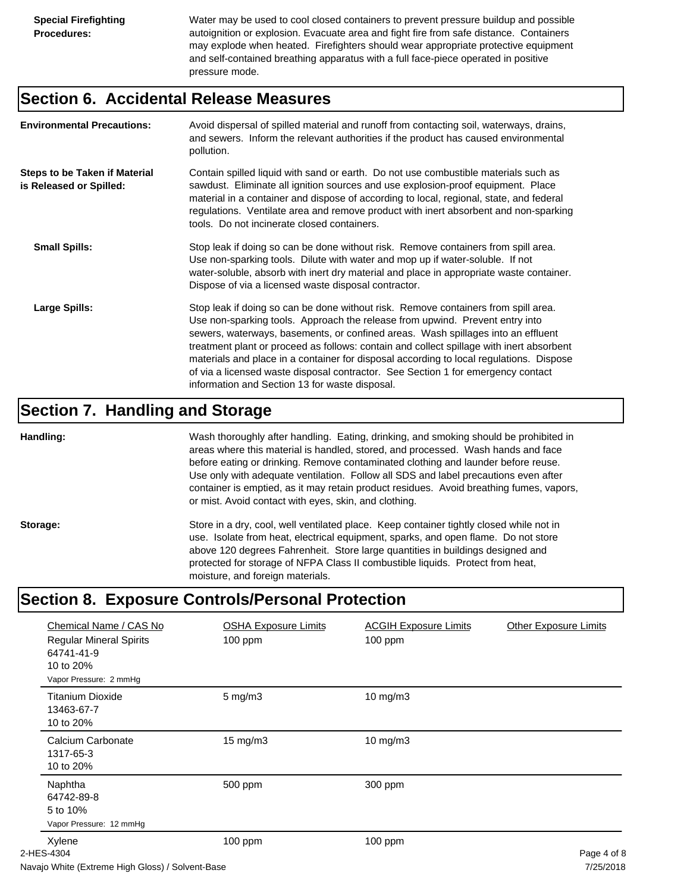**Special Firefighting Procedures:** Water may be used to cool closed containers to prevent pressure buildup and possible autoignition or explosion. Evacuate area and fight fire from safe distance. Containers may explode when heated. Firefighters should wear appropriate protective equipment and self-contained breathing apparatus with a full face-piece operated in positive pressure mode.

## Section 6. Accidental Release Measures

**Environmental Precautions:** Avoid dispersal of spilled material and runoff from contacting soil, waterways, drains, and sewers. Inform the relevant authorities if the product has caused environmental pollution.

**Steps to be Taken if Material is Released or Spilled:** Contain spilled liquid with sand or earth. Do not use combustible materials such as sawdust. Eliminate all ignition sources and use explosion-proof equipment. Place material in a container and dispose of according to local, regional, state, and federal regulations. Ventilate area and remove product with inert absorbent and non-sparking tools. Do not incinerate closed containers.

**Small Spills:** Stop leak if doing so can be done without risk. Remove containers from spill area. Use non-sparking tools. Dilute with water and mop up if water-soluble. If not water-soluble, absorb with inert dry material and place in appropriate waste container. Dispose of via a licensed waste disposal contractor.

**Large Spills:** Stop leak if doing so can be done without risk. Remove containers from spill area. Use non-sparking tools. Approach the release from upwind. Prevent entry into sewers, waterways, basements, or confined areas. Wash spillages into an effluent treatment plant or proceed as follows: contain and collect spillage with inert absorbent materials and place in a container for disposal according to local regulations. Dispose of via a licensed waste disposal contractor. See Section 1 for emergency contact information and Section 13 for waste disposal.

## Section 7. Handling and Storage

**Handling:** Wash thoroughly after handling. Eating, drinking, and smoking should be prohibited in areas where this material is handled, stored, and processed. Wash hands and face before eating or drinking. Remove contaminated clothing and launder before reuse. Use only with adequate ventilation. Follow all SDS and label precautions even after container is emptied, as it may retain product residues. Avoid breathing fumes, vapors, or mist. Avoid contact with eyes, skin, and clothing.

**Storage:** Store in a dry, cool, well ventilated place. Keep container tightly closed while not in use. Isolate from heat, electrical equipment, sparks, and open flame. Do not store above 120 degrees Fahrenheit. Store large quantities in buildings designed and protected for storage of NFPA Class II combustible liquids. Protect from heat, moisture, and foreign materials.

## Section 8. Exposure Controls/Personal Protection

| Chemical Name / CAS No | OSHA Exposure Limits | ACGIH Exposure Limits | Other Exposure Limits |
|---|---|---|---|
| Regular Mineral Spirits<br>64741-41-9<br>10 to 20%<br>Vapor Pressure: 2 mmHg | 100 ppm | 100 ppm | |
| Titanium Dioxide<br>13463-67-7<br>10 to 20% | 5 mg/m3 | 10 mg/m3 | |
| Calcium Carbonate<br>1317-65-3<br>10 to 20% | 15 mg/m3 | 10 mg/m3 | |
| Naphtha<br>64742-89-8<br>5 to 10%<br>Vapor Pressure: 12 mmHg | 500 ppm | 300 ppm | |
| Xylene | 100 ppm | 100 ppm | |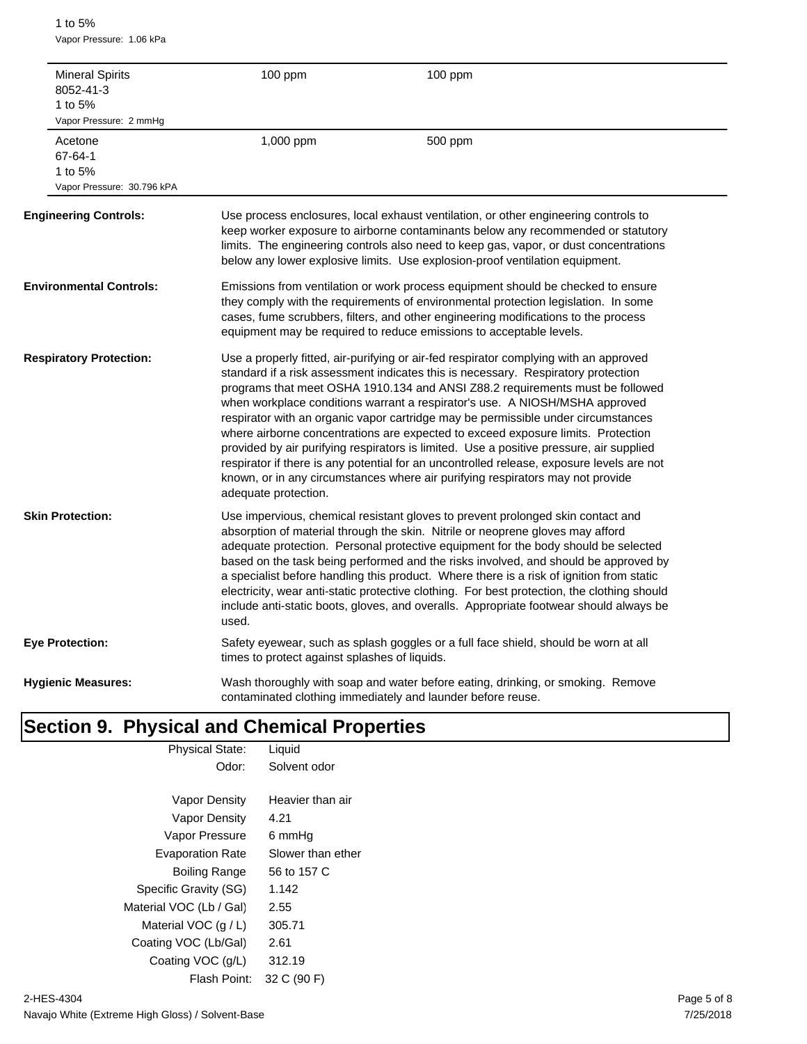1 to 5%
Vapor Pressure: 1.06 kPa

| | | |
|---|---|---|
| Mineral Spirits<br>8052-41-3<br>1 to 5%<br>Vapor Pressure: 2 mmHg | 100 ppm | 100 ppm |
| Acetone<br>67-64-1<br>1 to 5%<br>Vapor Pressure: 30.796 kPA | 1,000 ppm | 500 ppm |

**Engineering Controls:** Use process enclosures, local exhaust ventilation, or other engineering controls to keep worker exposure to airborne contaminants below any recommended or statutory limits. The engineering controls also need to keep gas, vapor, or dust concentrations below any lower explosive limits. Use explosion-proof ventilation equipment.

**Environmental Controls:** Emissions from ventilation or work process equipment should be checked to ensure they comply with the requirements of environmental protection legislation. In some cases, fume scrubbers, filters, and other engineering modifications to the process equipment may be required to reduce emissions to acceptable levels.

**Respiratory Protection:** Use a properly fitted, air-purifying or air-fed respirator complying with an approved standard if a risk assessment indicates this is necessary. Respiratory protection programs that meet OSHA 1910.134 and ANSI Z88.2 requirements must be followed when workplace conditions warrant a respirator's use. A NIOSH/MSHA approved respirator with an organic vapor cartridge may be permissible under circumstances where airborne concentrations are expected to exceed exposure limits. Protection provided by air purifying respirators is limited. Use a positive pressure, air supplied respirator if there is any potential for an uncontrolled release, exposure levels are not known, or in any circumstances where air purifying respirators may not provide adequate protection.

**Skin Protection:** Use impervious, chemical resistant gloves to prevent prolonged skin contact and absorption of material through the skin. Nitrile or neoprene gloves may afford adequate protection. Personal protective equipment for the body should be selected based on the task being performed and the risks involved, and should be approved by a specialist before handling this product. Where there is a risk of ignition from static electricity, wear anti-static protective clothing. For best protection, the clothing should include anti-static boots, gloves, and overalls. Appropriate footwear should always be used.

**Eye Protection:** Safety eyewear, such as splash goggles or a full face shield, should be worn at all times to protect against splashes of liquids.

**Hygienic Measures:** Wash thoroughly with soap and water before eating, drinking, or smoking. Remove contaminated clothing immediately and launder before reuse.

# Section 9. Physical and Chemical Properties

| | |
|---|---|
| Physical State: | Liquid |
| Odor: | Solvent odor |
| Vapor Density | Heavier than air |
| Vapor Density | 4.21 |
| Vapor Pressure | 6 mmHg |
| Evaporation Rate | Slower than ether |
| Boiling Range | 56 to 157 C |
| Specific Gravity (SG) | 1.142 |
| Material VOC (Lb / Gal) | 2.55 |
| Material VOC (g / L) | 305.71 |
| Coating VOC (Lb/Gal) | 2.61 |
| Coating VOC (g/L) | 312.19 |
| Flash Point: | 32 C (90 F) |

2-HES-4304
Navajo White (Extreme High Gloss) / Solvent-Base
7/25/2018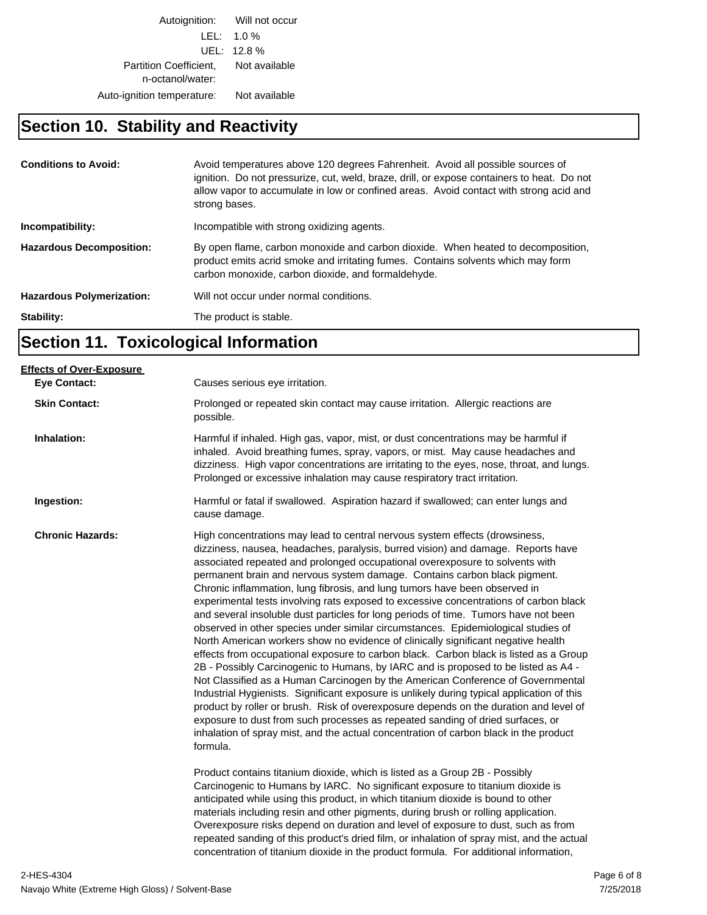| | |
|---|---|
| Autoignition: | Will not occur |
| LEL: | 1.0 % |
| UEL: | 12.8 % |
| Partition Coefficient, n-octanol/water: | Not available |
| Auto-ignition temperature: | Not available |

## Section 10. Stability and Reactivity

**Conditions to Avoid:** Avoid temperatures above 120 degrees Fahrenheit. Avoid all possible sources of ignition. Do not pressurize, cut, weld, braze, drill, or expose containers to heat. Do not allow vapor to accumulate in low or confined areas. Avoid contact with strong acid and strong bases.

**Incompatibility:** Incompatible with strong oxidizing agents.

**Hazardous Decomposition:** By open flame, carbon monoxide and carbon dioxide. When heated to decomposition, product emits acrid smoke and irritating fumes. Contains solvents which may form carbon monoxide, carbon dioxide, and formaldehyde.

**Hazardous Polymerization:** Will not occur under normal conditions.

**Stability:** The product is stable.

## Section 11. Toxicological Information

**Effects of Over-Exposure**

**Eye Contact:** Causes serious eye irritation.

**Skin Contact:** Prolonged or repeated skin contact may cause irritation. Allergic reactions are possible.

**Inhalation:** Harmful if inhaled. High gas, vapor, mist, or dust concentrations may be harmful if inhaled. Avoid breathing fumes, spray, vapors, or mist. May cause headaches and dizziness. High vapor concentrations are irritating to the eyes, nose, throat, and lungs. Prolonged or excessive inhalation may cause respiratory tract irritation.

**Ingestion:** Harmful or fatal if swallowed. Aspiration hazard if swallowed; can enter lungs and cause damage.

**Chronic Hazards:** High concentrations may lead to central nervous system effects (drowsiness, dizziness, nausea, headaches, paralysis, burred vision) and damage. Reports have associated repeated and prolonged occupational overexposure to solvents with permanent brain and nervous system damage. Contains carbon black pigment. Chronic inflammation, lung fibrosis, and lung tumors have been observed in experimental tests involving rats exposed to excessive concentrations of carbon black and several insoluble dust particles for long periods of time. Tumors have not been observed in other species under similar circumstances. Epidemiological studies of North American workers show no evidence of clinically significant negative health effects from occupational exposure to carbon black. Carbon black is listed as a Group 2B - Possibly Carcinogenic to Humans, by IARC and is proposed to be listed as A4 - Not Classified as a Human Carcinogen by the American Conference of Governmental Industrial Hygienists. Significant exposure is unlikely during typical application of this product by roller or brush. Risk of overexposure depends on the duration and level of exposure to dust from such processes as repeated sanding of dried surfaces, or inhalation of spray mist, and the actual concentration of carbon black in the product formula.

Product contains titanium dioxide, which is listed as a Group 2B - Possibly Carcinogenic to Humans by IARC. No significant exposure to titanium dioxide is anticipated while using this product, in which titanium dioxide is bound to other materials including resin and other pigments, during brush or rolling application. Overexposure risks depend on duration and level of exposure to dust, such as from repeated sanding of this product's dried film, or inhalation of spray mist, and the actual concentration of titanium dioxide in the product formula. For additional information,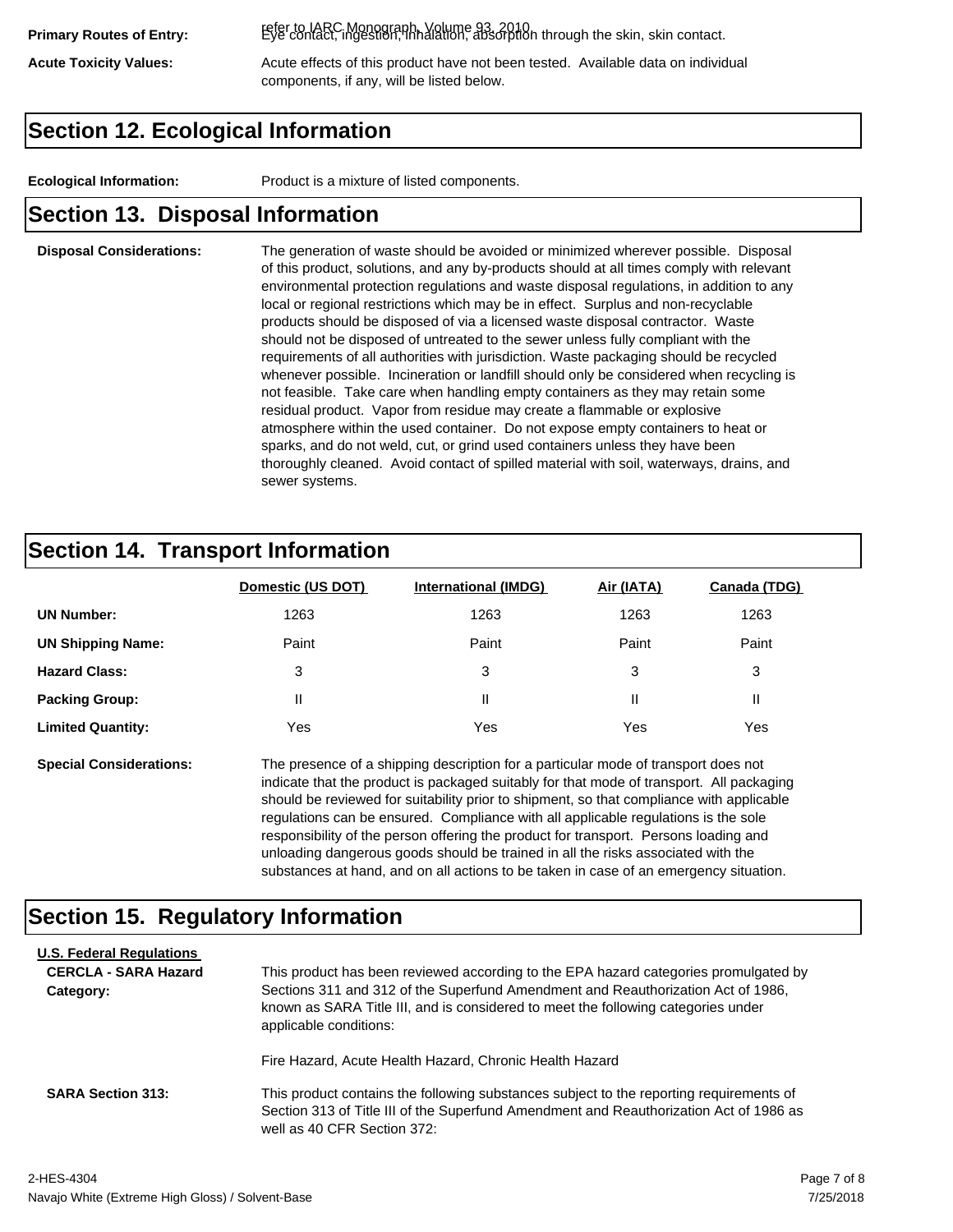refer to IARC Monograph, Volume 93, 2010

**Primary Routes of Entry:** Eye contact, ingestion, inhalation, absorption through the skin, skin contact.

**Acute Toxicity Values:** Acute effects of this product have not been tested. Available data on individual components, if any, will be listed below.

## Section 12. Ecological Information

**Ecological Information:** Product is a mixture of listed components.

## Section 13. Disposal Information

**Disposal Considerations:** The generation of waste should be avoided or minimized wherever possible. Disposal of this product, solutions, and any by-products should at all times comply with relevant environmental protection regulations and waste disposal regulations, in addition to any local or regional restrictions which may be in effect. Surplus and non-recyclable products should be disposed of via a licensed waste disposal contractor. Waste should not be disposed of untreated to the sewer unless fully compliant with the requirements of all authorities with jurisdiction. Waste packaging should be recycled whenever possible. Incineration or landfill should only be considered when recycling is not feasible. Take care when handling empty containers as they may retain some residual product. Vapor from residue may create a flammable or explosive atmosphere within the used container. Do not expose empty containers to heat or sparks, and do not weld, cut, or grind used containers unless they have been thoroughly cleaned. Avoid contact of spilled material with soil, waterways, drains, and sewer systems.

## Section 14. Transport Information

| | Domestic (US DOT) | International (IMDG) | Air (IATA) | Canada (TDG) |
|---|---|---|---|---|
| **UN Number:** | 1263 | 1263 | 1263 | 1263 |
| **UN Shipping Name:** | Paint | Paint | Paint | Paint |
| **Hazard Class:** | 3 | 3 | 3 | 3 |
| **Packing Group:** | II | II | II | II |
| **Limited Quantity:** | Yes | Yes | Yes | Yes |

**Special Considerations:** The presence of a shipping description for a particular mode of transport does not indicate that the product is packaged suitably for that mode of transport. All packaging should be reviewed for suitability prior to shipment, so that compliance with applicable regulations can be ensured. Compliance with all applicable regulations is the sole responsibility of the person offering the product for transport. Persons loading and unloading dangerous goods should be trained in all the risks associated with the substances at hand, and on all actions to be taken in case of an emergency situation.

## Section 15. Regulatory Information

**U.S. Federal Regulations**

**CERCLA - SARA Hazard Category:** This product has been reviewed according to the EPA hazard categories promulgated by Sections 311 and 312 of the Superfund Amendment and Reauthorization Act of 1986, known as SARA Title III, and is considered to meet the following categories under applicable conditions:

Fire Hazard, Acute Health Hazard, Chronic Health Hazard

**SARA Section 313:** This product contains the following substances subject to the reporting requirements of Section 313 of Title III of the Superfund Amendment and Reauthorization Act of 1986 as well as 40 CFR Section 372: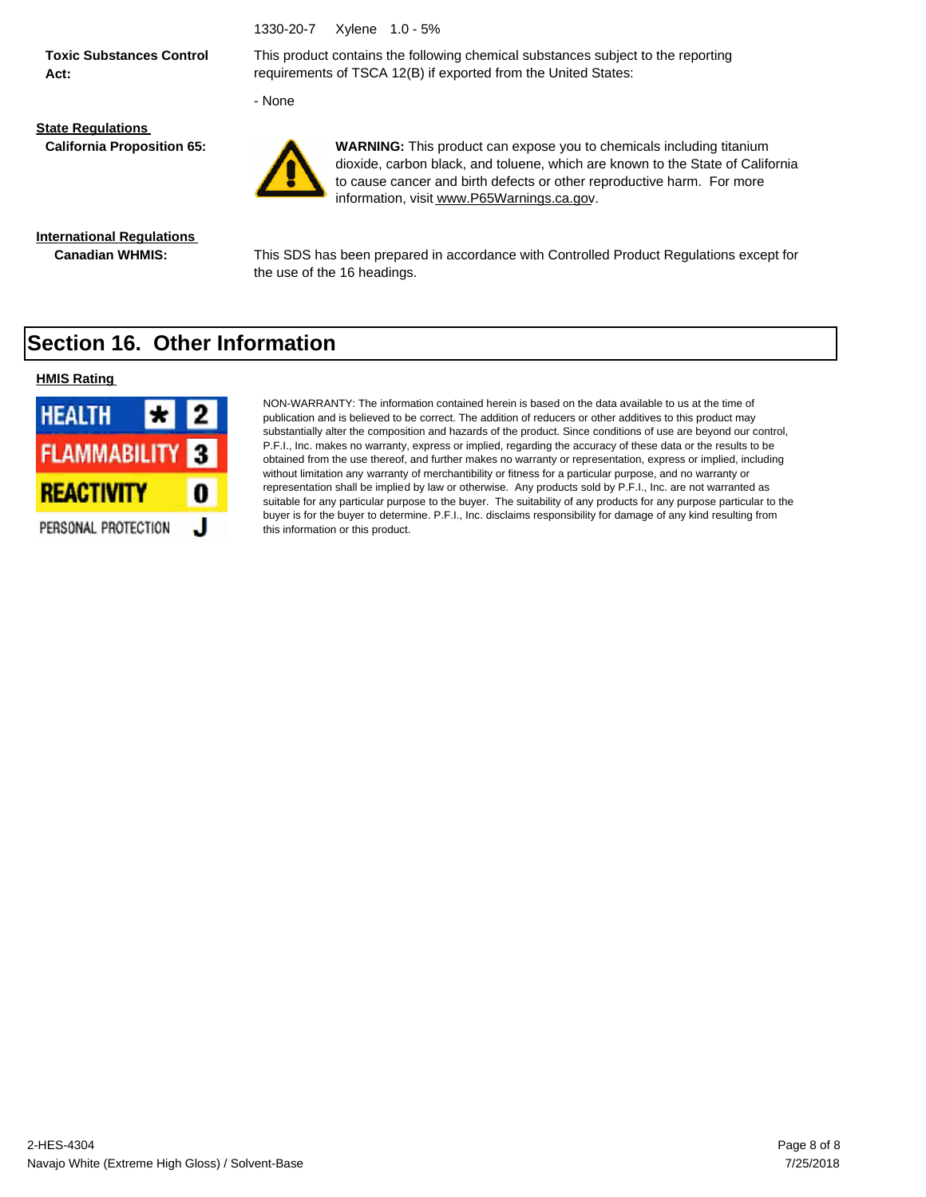1330-20-7 Xylene 1.0 - 5%

**Toxic Substances Control Act:**

This product contains the following chemical substances subject to the reporting requirements of TSCA 12(B) if exported from the United States:

- None

**State Regulations**

**California Proposition 65:**

**WARNING:** This product can expose you to chemicals including titanium dioxide, carbon black, and toluene, which are known to the State of California to cause cancer and birth defects or other reproductive harm. For more information, visit www.P65Warnings.ca.gov.

**International Regulations**

**Canadian WHMIS:**

This SDS has been prepared in accordance with Controlled Product Regulations except for the use of the 16 headings.

## Section 16. Other Information

**HMIS Rating**

| | | |
|---|---|---|
| HEALTH | * | 2 |
| FLAMMABILITY | | 3 |
| REACTIVITY | | 0 |
| PERSONAL PROTECTION | | J |

NON-WARRANTY: The information contained herein is based on the data available to us at the time of publication and is believed to be correct. The addition of reducers or other additives to this product may substantially alter the composition and hazards of the product. Since conditions of use are beyond our control, P.F.I., Inc. makes no warranty, express or implied, regarding the accuracy of these data or the results to be obtained from the use thereof, and further makes no warranty or representation, express or implied, including without limitation any warranty of merchantibility or fitness for a particular purpose, and no warranty or representation shall be implied by law or otherwise. Any products sold by P.F.I., Inc. are not warranted as suitable for any particular purpose to the buyer. The suitability of any products for any purpose particular to the buyer is for the buyer to determine. P.F.I., Inc. disclaims responsibility for damage of any kind resulting from this information or this product.

2-HES-4304
Navajo White (Extreme High Gloss) / Solvent-Base

7/25/2018